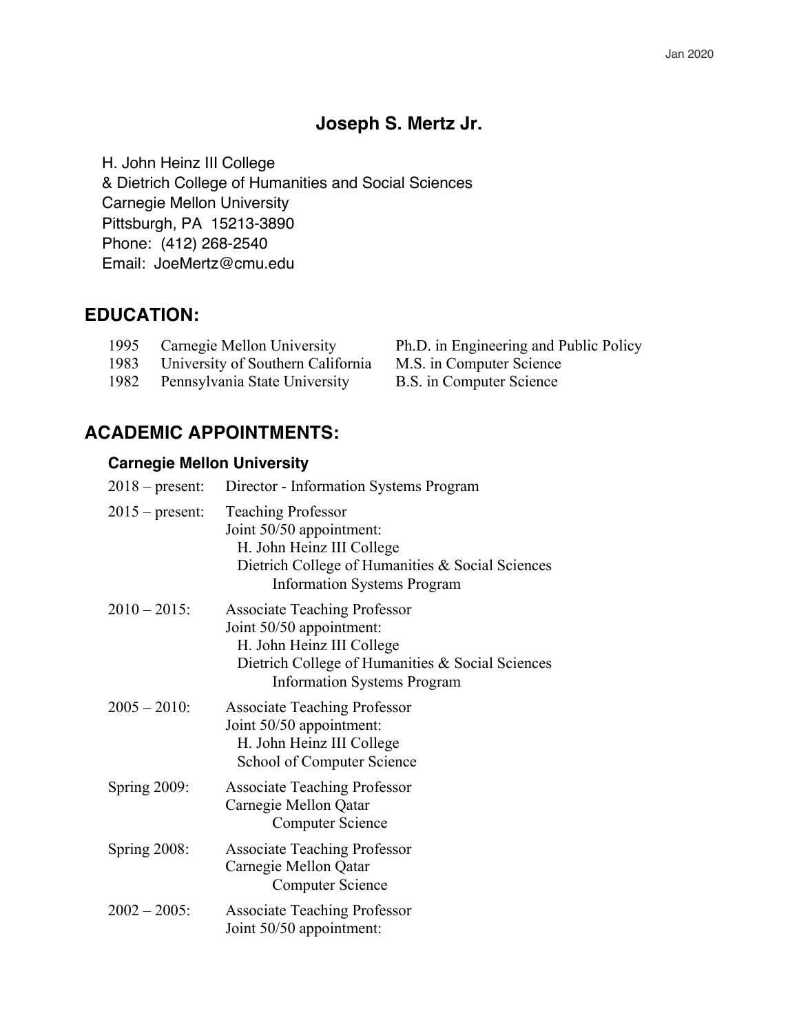# Joseph S. Mertz Jr.

H. John Heinz III College
& Dietrich College of Humanities and Social Sciences
Carnegie Mellon University
Pittsburgh, PA 15213-3890
Phone: (412) 268-2540
Email: JoeMertz@cmu.edu

## EDUCATION:

| | | |
|---|---|---|
| 1995 | Carnegie Mellon University | Ph.D. in Engineering and Public Policy |
| 1983 | University of Southern California | M.S. in Computer Science |
| 1982 | Pennsylvania State University | B.S. in Computer Science |

## ACADEMIC APPOINTMENTS:

### Carnegie Mellon University

**2018 – present:** Director - Information Systems Program

**2015 – present:** Teaching Professor
Joint 50/50 appointment:
H. John Heinz III College
Dietrich College of Humanities & Social Sciences
Information Systems Program

**2010 – 2015:** Associate Teaching Professor
Joint 50/50 appointment:
H. John Heinz III College
Dietrich College of Humanities & Social Sciences
Information Systems Program

**2005 – 2010:** Associate Teaching Professor
Joint 50/50 appointment:
H. John Heinz III College
School of Computer Science

**Spring 2009:** Associate Teaching Professor
Carnegie Mellon Qatar
Computer Science

**Spring 2008:** Associate Teaching Professor
Carnegie Mellon Qatar
Computer Science

**2002 – 2005:** Associate Teaching Professor
Joint 50/50 appointment: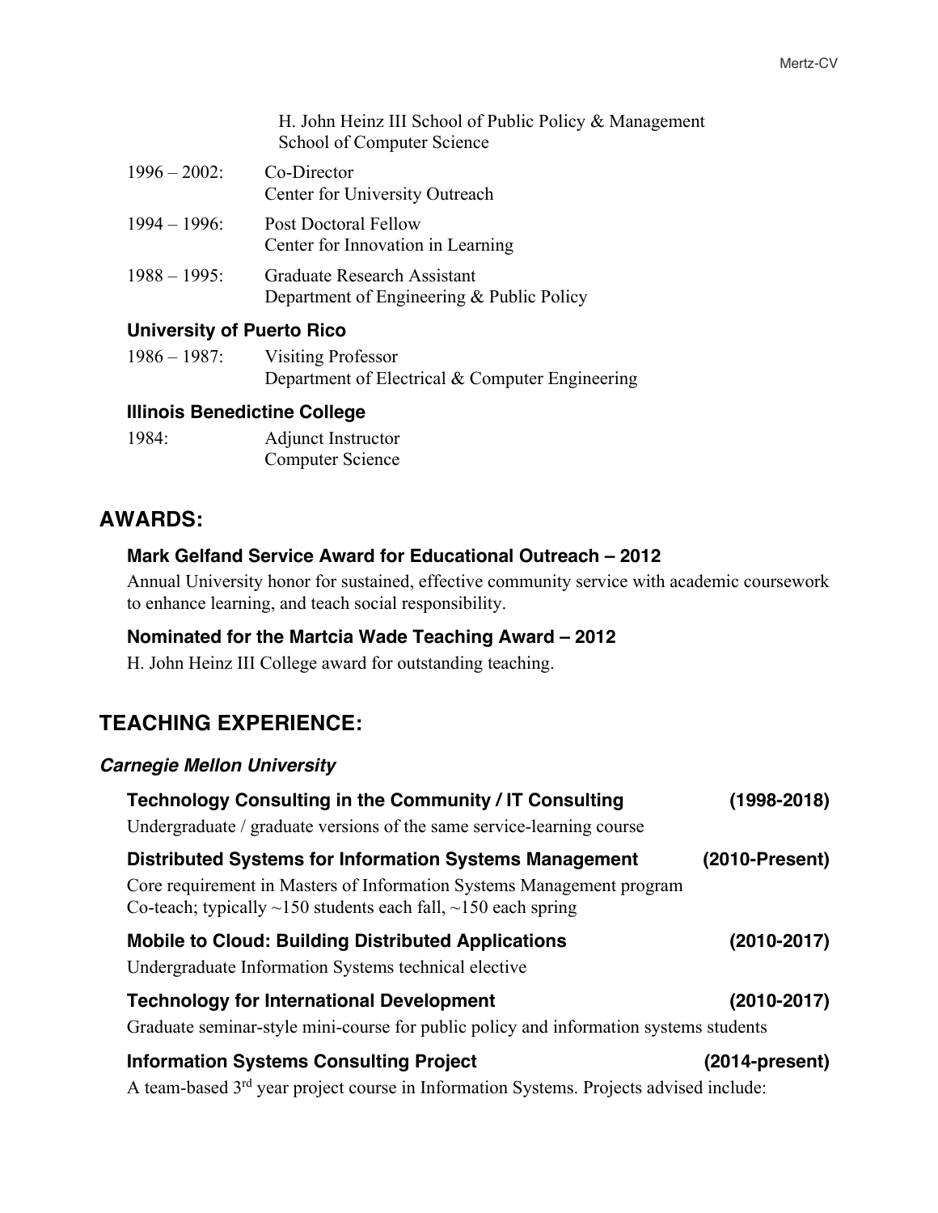H. John Heinz III School of Public Policy & Management
School of Computer Science

1996 – 2002: Co-Director
Center for University Outreach

1994 – 1996: Post Doctoral Fellow
Center for Innovation in Learning

1988 – 1995: Graduate Research Assistant
Department of Engineering & Public Policy

### University of Puerto Rico

1986 – 1987: Visiting Professor
Department of Electrical & Computer Engineering

### Illinois Benedictine College

1984: Adjunct Instructor
Computer Science

## AWARDS:

### Mark Gelfand Service Award for Educational Outreach – 2012

Annual University honor for sustained, effective community service with academic coursework to enhance learning, and teach social responsibility.

### Nominated for the Martcia Wade Teaching Award – 2012

H. John Heinz III College award for outstanding teaching.

## TEACHING EXPERIENCE:

### *Carnegie Mellon University*

**Technology Consulting in the Community / IT Consulting (1998-2018)**

Undergraduate / graduate versions of the same service-learning course

**Distributed Systems for Information Systems Management (2010-Present)**

Core requirement in Masters of Information Systems Management program
Co-teach; typically ~150 students each fall, ~150 each spring

**Mobile to Cloud: Building Distributed Applications (2010-2017)**

Undergraduate Information Systems technical elective

**Technology for International Development (2010-2017)**

Graduate seminar-style mini-course for public policy and information systems students

**Information Systems Consulting Project (2014-present)**

A team-based 3rd year project course in Information Systems. Projects advised include: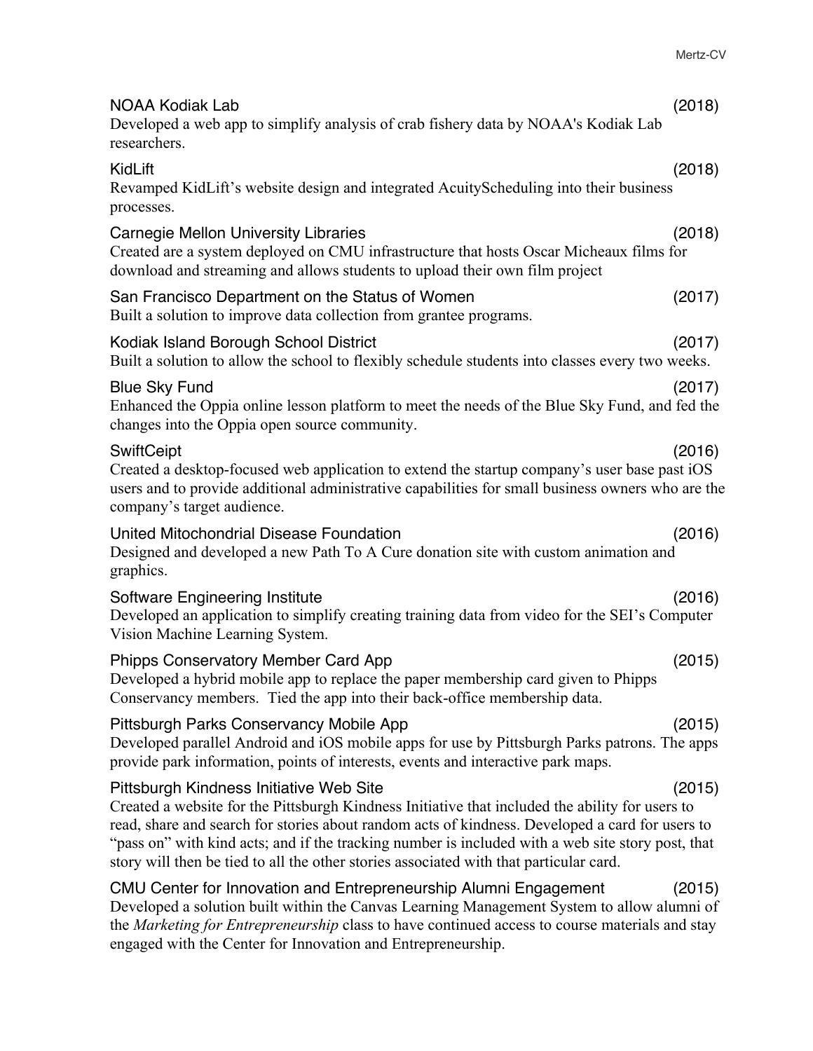NOAA Kodiak Lab (2018)
Developed a web app to simplify analysis of crab fishery data by NOAA's Kodiak Lab researchers.

KidLift (2018)
Revamped KidLift's website design and integrated AcuityScheduling into their business processes.

Carnegie Mellon University Libraries (2018)
Created are a system deployed on CMU infrastructure that hosts Oscar Micheaux films for download and streaming and allows students to upload their own film project

San Francisco Department on the Status of Women (2017)
Built a solution to improve data collection from grantee programs.

Kodiak Island Borough School District (2017)
Built a solution to allow the school to flexibly schedule students into classes every two weeks.

Blue Sky Fund (2017)
Enhanced the Oppia online lesson platform to meet the needs of the Blue Sky Fund, and fed the changes into the Oppia open source community.

SwiftCeipt (2016)
Created a desktop-focused web application to extend the startup company's user base past iOS users and to provide additional administrative capabilities for small business owners who are the company's target audience.

United Mitochondrial Disease Foundation (2016)
Designed and developed a new Path To A Cure donation site with custom animation and graphics.

Software Engineering Institute (2016)
Developed an application to simplify creating training data from video for the SEI's Computer Vision Machine Learning System.

Phipps Conservatory Member Card App (2015)
Developed a hybrid mobile app to replace the paper membership card given to Phipps Conservancy members. Tied the app into their back-office membership data.

Pittsburgh Parks Conservancy Mobile App (2015)
Developed parallel Android and iOS mobile apps for use by Pittsburgh Parks patrons. The apps provide park information, points of interests, events and interactive park maps.

Pittsburgh Kindness Initiative Web Site (2015)
Created a website for the Pittsburgh Kindness Initiative that included the ability for users to read, share and search for stories about random acts of kindness. Developed a card for users to "pass on" with kind acts; and if the tracking number is included with a web site story post, that story will then be tied to all the other stories associated with that particular card.

CMU Center for Innovation and Entrepreneurship Alumni Engagement (2015)
Developed a solution built within the Canvas Learning Management System to allow alumni of the *Marketing for Entrepreneurship* class to have continued access to course materials and stay engaged with the Center for Innovation and Entrepreneurship.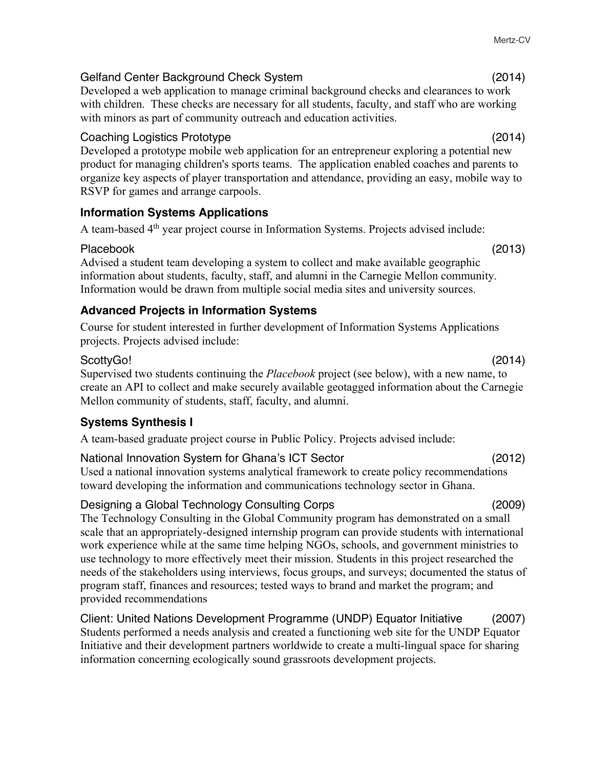Gelfand Center Background Check System (2014)
Developed a web application to manage criminal background checks and clearances to work with children. These checks are necessary for all students, faculty, and staff who are working with minors as part of community outreach and education activities.

Coaching Logistics Prototype (2014)
Developed a prototype mobile web application for an entrepreneur exploring a potential new product for managing children's sports teams. The application enabled coaches and parents to organize key aspects of player transportation and attendance, providing an easy, mobile way to RSVP for games and arrange carpools.

### Information Systems Applications

A team-based 4th year project course in Information Systems. Projects advised include:

Placebook (2013)
Advised a student team developing a system to collect and make available geographic information about students, faculty, staff, and alumni in the Carnegie Mellon community. Information would be drawn from multiple social media sites and university sources.

### Advanced Projects in Information Systems

Course for student interested in further development of Information Systems Applications projects. Projects advised include:

ScottyGo! (2014)
Supervised two students continuing the *Placebook* project (see below), with a new name, to create an API to collect and make securely available geotagged information about the Carnegie Mellon community of students, staff, faculty, and alumni.

### Systems Synthesis I

A team-based graduate project course in Public Policy. Projects advised include:

National Innovation System for Ghana's ICT Sector (2012)
Used a national innovation systems analytical framework to create policy recommendations toward developing the information and communications technology sector in Ghana.

Designing a Global Technology Consulting Corps (2009)
The Technology Consulting in the Global Community program has demonstrated on a small scale that an appropriately-designed internship program can provide students with international work experience while at the same time helping NGOs, schools, and government ministries to use technology to more effectively meet their mission. Students in this project researched the needs of the stakeholders using interviews, focus groups, and surveys; documented the status of program staff, finances and resources; tested ways to brand and market the program; and provided recommendations

Client: United Nations Development Programme (UNDP) Equator Initiative (2007)
Students performed a needs analysis and created a functioning web site for the UNDP Equator Initiative and their development partners worldwide to create a multi-lingual space for sharing information concerning ecologically sound grassroots development projects.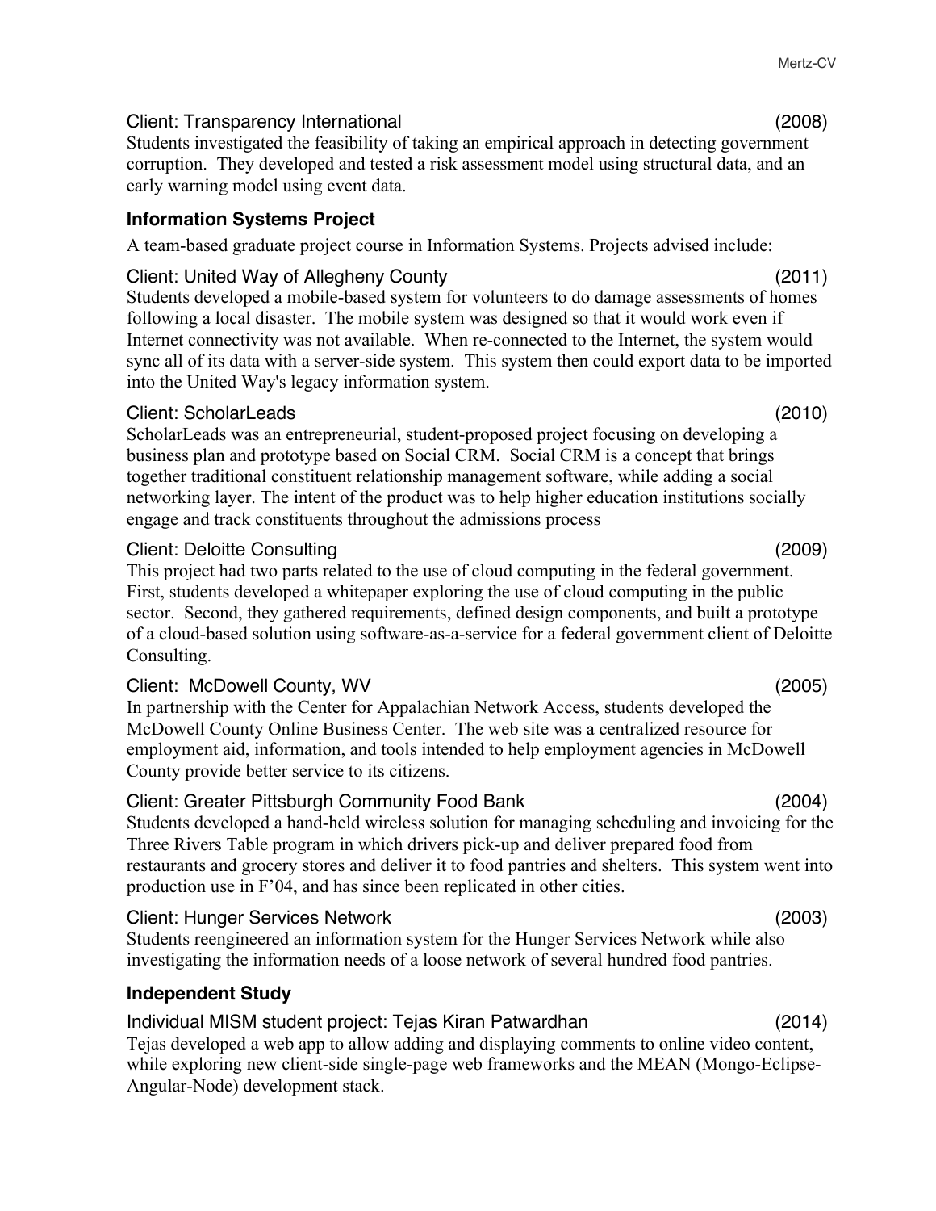Client: Transparency International (2008)

Students investigated the feasibility of taking an empirical approach in detecting government corruption. They developed and tested a risk assessment model using structural data, and an early warning model using event data.

### Information Systems Project

A team-based graduate project course in Information Systems. Projects advised include:

Client: United Way of Allegheny County (2011)

Students developed a mobile-based system for volunteers to do damage assessments of homes following a local disaster. The mobile system was designed so that it would work even if Internet connectivity was not available. When re-connected to the Internet, the system would sync all of its data with a server-side system. This system then could export data to be imported into the United Way's legacy information system.

Client: ScholarLeads (2010)

ScholarLeads was an entrepreneurial, student-proposed project focusing on developing a business plan and prototype based on Social CRM. Social CRM is a concept that brings together traditional constituent relationship management software, while adding a social networking layer. The intent of the product was to help higher education institutions socially engage and track constituents throughout the admissions process

Client: Deloitte Consulting (2009)

This project had two parts related to the use of cloud computing in the federal government. First, students developed a whitepaper exploring the use of cloud computing in the public sector. Second, they gathered requirements, defined design components, and built a prototype of a cloud-based solution using software-as-a-service for a federal government client of Deloitte Consulting.

Client: McDowell County, WV (2005)

In partnership with the Center for Appalachian Network Access, students developed the McDowell County Online Business Center. The web site was a centralized resource for employment aid, information, and tools intended to help employment agencies in McDowell County provide better service to its citizens.

Client: Greater Pittsburgh Community Food Bank (2004)

Students developed a hand-held wireless solution for managing scheduling and invoicing for the Three Rivers Table program in which drivers pick-up and deliver prepared food from restaurants and grocery stores and deliver it to food pantries and shelters. This system went into production use in F'04, and has since been replicated in other cities.

Client: Hunger Services Network (2003)

Students reengineered an information system for the Hunger Services Network while also investigating the information needs of a loose network of several hundred food pantries.

### Independent Study

Individual MISM student project: Tejas Kiran Patwardhan (2014)

Tejas developed a web app to allow adding and displaying comments to online video content, while exploring new client-side single-page web frameworks and the MEAN (Mongo-Eclipse-Angular-Node) development stack.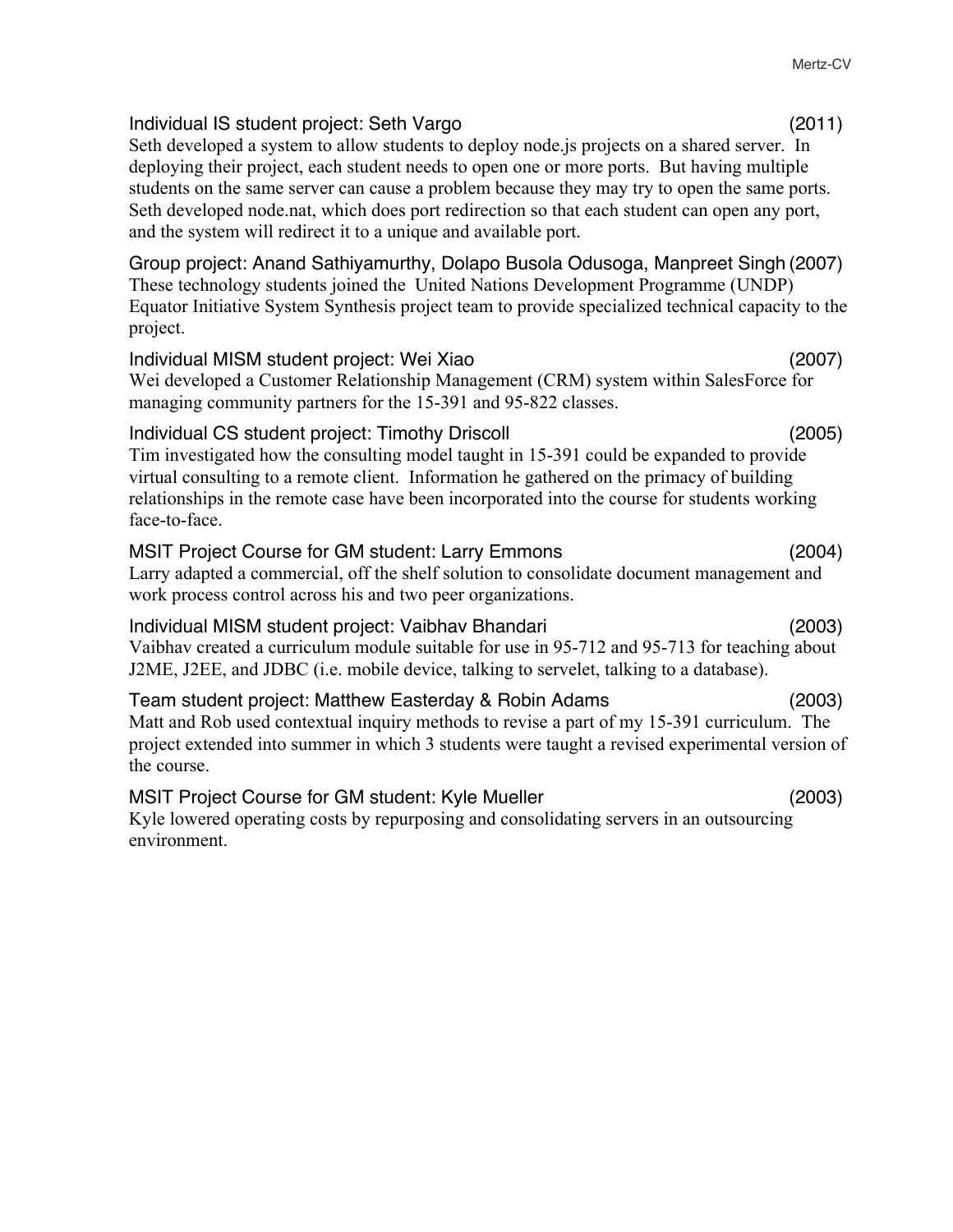**Individual IS student project: Seth Vargo (2011)**

Seth developed a system to allow students to deploy node.js projects on a shared server. In deploying their project, each student needs to open one or more ports. But having multiple students on the same server can cause a problem because they may try to open the same ports. Seth developed node.nat, which does port redirection so that each student can open any port, and the system will redirect it to a unique and available port.

**Group project: Anand Sathiyamurthy, Dolapo Busola Odusoga, Manpreet Singh (2007)**

These technology students joined the United Nations Development Programme (UNDP) Equator Initiative System Synthesis project team to provide specialized technical capacity to the project.

**Individual MISM student project: Wei Xiao (2007)**

Wei developed a Customer Relationship Management (CRM) system within SalesForce for managing community partners for the 15-391 and 95-822 classes.

**Individual CS student project: Timothy Driscoll (2005)**

Tim investigated how the consulting model taught in 15-391 could be expanded to provide virtual consulting to a remote client. Information he gathered on the primacy of building relationships in the remote case have been incorporated into the course for students working face-to-face.

**MSIT Project Course for GM student: Larry Emmons (2004)**

Larry adapted a commercial, off the shelf solution to consolidate document management and work process control across his and two peer organizations.

**Individual MISM student project: Vaibhav Bhandari (2003)**

Vaibhav created a curriculum module suitable for use in 95-712 and 95-713 for teaching about J2ME, J2EE, and JDBC (i.e. mobile device, talking to servelet, talking to a database).

**Team student project: Matthew Easterday & Robin Adams (2003)**

Matt and Rob used contextual inquiry methods to revise a part of my 15-391 curriculum. The project extended into summer in which 3 students were taught a revised experimental version of the course.

**MSIT Project Course for GM student: Kyle Mueller (2003)**

Kyle lowered operating costs by repurposing and consolidating servers in an outsourcing environment.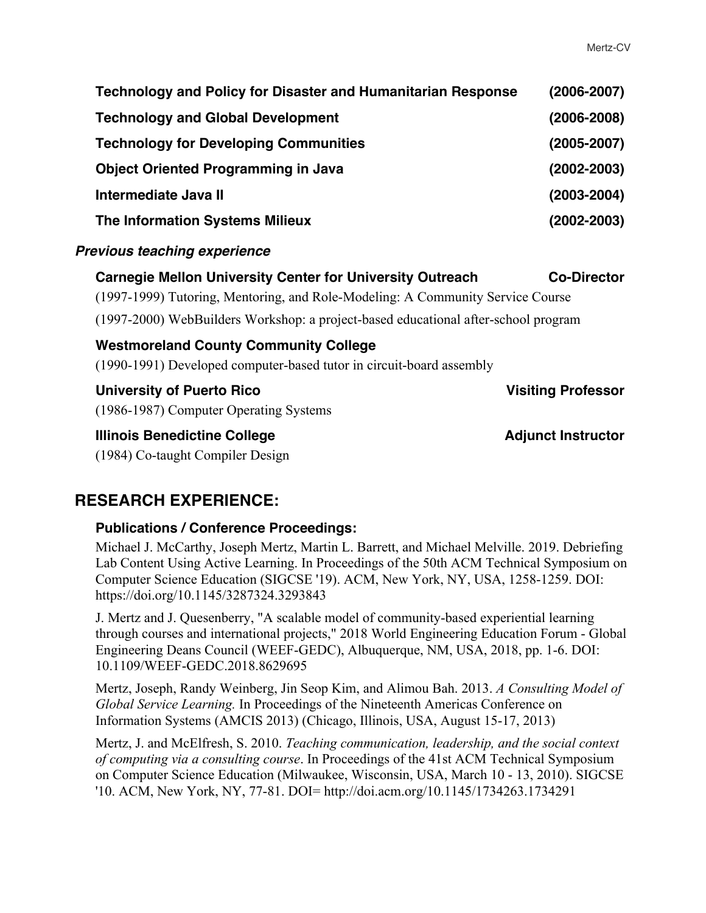**Technology and Policy for Disaster and Humanitarian Response** **(2006-2007)**

**Technology and Global Development** **(2006-2008)**

**Technology for Developing Communities** **(2005-2007)**

**Object Oriented Programming in Java** **(2002-2003)**

**Intermediate Java II** **(2003-2004)**

**The Information Systems Milieux** **(2002-2003)**

***Previous teaching experience***

**Carnegie Mellon University Center for University Outreach** **Co-Director**

(1997-1999) Tutoring, Mentoring, and Role-Modeling: A Community Service Course

(1997-2000) WebBuilders Workshop: a project-based educational after-school program

**Westmoreland County Community College**

(1990-1991) Developed computer-based tutor in circuit-board assembly

**University of Puerto Rico** **Visiting Professor**

(1986-1987) Computer Operating Systems

**Illinois Benedictine College** **Adjunct Instructor**

(1984) Co-taught Compiler Design

## RESEARCH EXPERIENCE:

### Publications / Conference Proceedings:

Michael J. McCarthy, Joseph Mertz, Martin L. Barrett, and Michael Melville. 2019. Debriefing Lab Content Using Active Learning. In Proceedings of the 50th ACM Technical Symposium on Computer Science Education (SIGCSE '19). ACM, New York, NY, USA, 1258-1259. DOI: https://doi.org/10.1145/3287324.3293843

J. Mertz and J. Quesenberry, "A scalable model of community-based experiential learning through courses and international projects," 2018 World Engineering Education Forum - Global Engineering Deans Council (WEEF-GEDC), Albuquerque, NM, USA, 2018, pp. 1-6. DOI: 10.1109/WEEF-GEDC.2018.8629695

Mertz, Joseph, Randy Weinberg, Jin Seop Kim, and Alimou Bah. 2013. *A Consulting Model of Global Service Learning.* In Proceedings of the Nineteenth Americas Conference on Information Systems (AMCIS 2013) (Chicago, Illinois, USA, August 15-17, 2013)

Mertz, J. and McElfresh, S. 2010. *Teaching communication, leadership, and the social context of computing via a consulting course*. In Proceedings of the 41st ACM Technical Symposium on Computer Science Education (Milwaukee, Wisconsin, USA, March 10 - 13, 2010). SIGCSE '10. ACM, New York, NY, 77-81. DOI= http://doi.acm.org/10.1145/1734263.1734291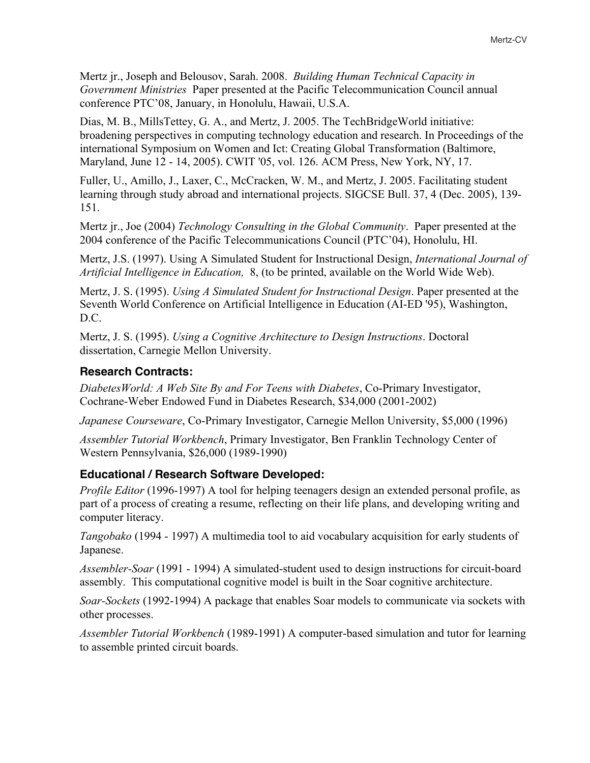Mertz jr., Joseph and Belousov, Sarah. 2008. *Building Human Technical Capacity in Government Ministries* Paper presented at the Pacific Telecommunication Council annual conference PTC'08, January, in Honolulu, Hawaii, U.S.A.

Dias, M. B., MillsTettey, G. A., and Mertz, J. 2005. The TechBridgeWorld initiative: broadening perspectives in computing technology education and research. In Proceedings of the international Symposium on Women and Ict: Creating Global Transformation (Baltimore, Maryland, June 12 - 14, 2005). CWIT '05, vol. 126. ACM Press, New York, NY, 17.

Fuller, U., Amillo, J., Laxer, C., McCracken, W. M., and Mertz, J. 2005. Facilitating student learning through study abroad and international projects. SIGCSE Bull. 37, 4 (Dec. 2005), 139-151.

Mertz jr., Joe (2004) *Technology Consulting in the Global Community*. Paper presented at the 2004 conference of the Pacific Telecommunications Council (PTC'04), Honolulu, HI.

Mertz, J.S. (1997). Using A Simulated Student for Instructional Design, *International Journal of Artificial Intelligence in Education,* 8, (to be printed, available on the World Wide Web).

Mertz, J. S. (1995). *Using A Simulated Student for Instructional Design*. Paper presented at the Seventh World Conference on Artificial Intelligence in Education (AI-ED '95), Washington, D.C.

Mertz, J. S. (1995). *Using a Cognitive Architecture to Design Instructions*. Doctoral dissertation, Carnegie Mellon University.

### Research Contracts:

*DiabetesWorld: A Web Site By and For Teens with Diabetes*, Co-Primary Investigator, Cochrane-Weber Endowed Fund in Diabetes Research, $34,000 (2001-2002)

*Japanese Courseware*, Co-Primary Investigator, Carnegie Mellon University, $5,000 (1996)

*Assembler Tutorial Workbench*, Primary Investigator, Ben Franklin Technology Center of Western Pennsylvania, $26,000 (1989-1990)

### Educational / Research Software Developed:

*Profile Editor* (1996-1997) A tool for helping teenagers design an extended personal profile, as part of a process of creating a resume, reflecting on their life plans, and developing writing and computer literacy.

*Tangobako* (1994 - 1997) A multimedia tool to aid vocabulary acquisition for early students of Japanese.

*Assembler-Soar* (1991 - 1994) A simulated-student used to design instructions for circuit-board assembly. This computational cognitive model is built in the Soar cognitive architecture.

*Soar-Sockets* (1992-1994) A package that enables Soar models to communicate via sockets with other processes.

*Assembler Tutorial Workbench* (1989-1991) A computer-based simulation and tutor for learning to assemble printed circuit boards.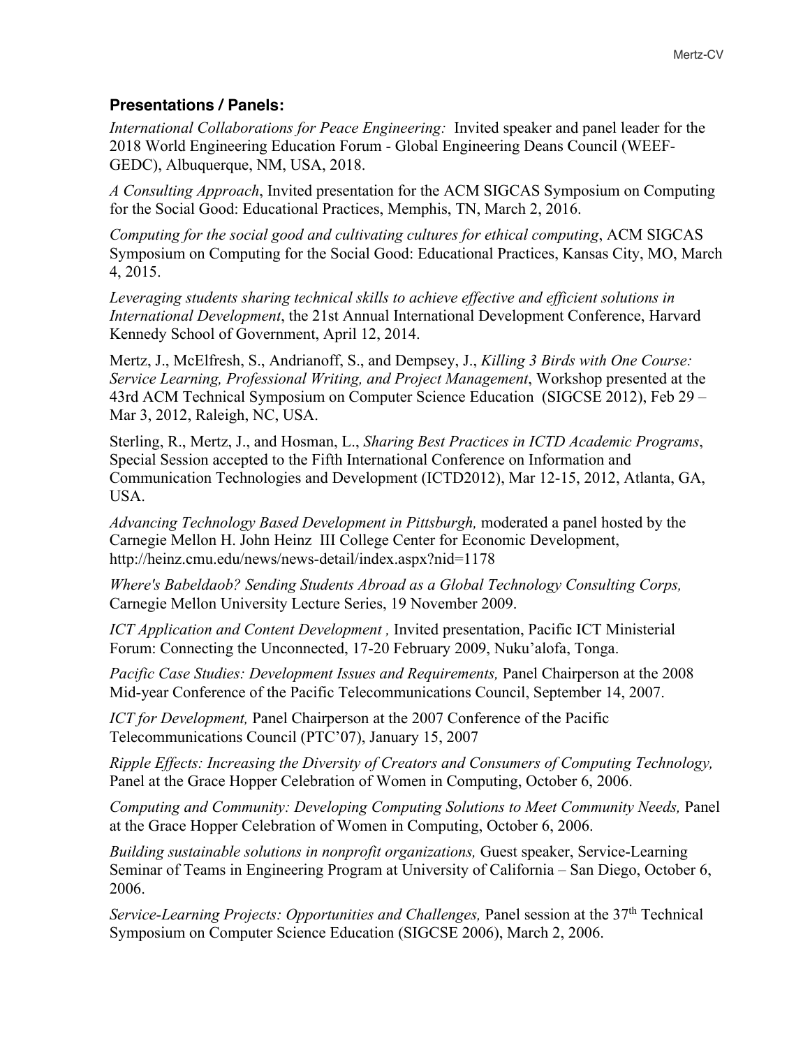### Presentations / Panels:

*International Collaborations for Peace Engineering:* Invited speaker and panel leader for the 2018 World Engineering Education Forum - Global Engineering Deans Council (WEEF-GEDC), Albuquerque, NM, USA, 2018.

*A Consulting Approach*, Invited presentation for the ACM SIGCAS Symposium on Computing for the Social Good: Educational Practices, Memphis, TN, March 2, 2016.

*Computing for the social good and cultivating cultures for ethical computing*, ACM SIGCAS Symposium on Computing for the Social Good: Educational Practices, Kansas City, MO, March 4, 2015.

*Leveraging students sharing technical skills to achieve effective and efficient solutions in International Development*, the 21st Annual International Development Conference, Harvard Kennedy School of Government, April 12, 2014.

Mertz, J., McElfresh, S., Andrianoff, S., and Dempsey, J., *Killing 3 Birds with One Course: Service Learning, Professional Writing, and Project Management*, Workshop presented at the 43rd ACM Technical Symposium on Computer Science Education (SIGCSE 2012), Feb 29 – Mar 3, 2012, Raleigh, NC, USA.

Sterling, R., Mertz, J., and Hosman, L., *Sharing Best Practices in ICTD Academic Programs*, Special Session accepted to the Fifth International Conference on Information and Communication Technologies and Development (ICTD2012), Mar 12-15, 2012, Atlanta, GA, USA.

*Advancing Technology Based Development in Pittsburgh,* moderated a panel hosted by the Carnegie Mellon H. John Heinz III College Center for Economic Development, http://heinz.cmu.edu/news/news-detail/index.aspx?nid=1178

*Where's Babeldaob? Sending Students Abroad as a Global Technology Consulting Corps,* Carnegie Mellon University Lecture Series, 19 November 2009.

*ICT Application and Content Development ,* Invited presentation, Pacific ICT Ministerial Forum: Connecting the Unconnected, 17-20 February 2009, Nuku'alofa, Tonga.

*Pacific Case Studies: Development Issues and Requirements,* Panel Chairperson at the 2008 Mid-year Conference of the Pacific Telecommunications Council, September 14, 2007.

*ICT for Development,* Panel Chairperson at the 2007 Conference of the Pacific Telecommunications Council (PTC'07), January 15, 2007

*Ripple Effects: Increasing the Diversity of Creators and Consumers of Computing Technology,* Panel at the Grace Hopper Celebration of Women in Computing, October 6, 2006.

*Computing and Community: Developing Computing Solutions to Meet Community Needs,* Panel at the Grace Hopper Celebration of Women in Computing, October 6, 2006.

*Building sustainable solutions in nonprofit organizations,* Guest speaker, Service-Learning Seminar of Teams in Engineering Program at University of California – San Diego, October 6, 2006.

*Service-Learning Projects: Opportunities and Challenges,* Panel session at the 37th Technical Symposium on Computer Science Education (SIGCSE 2006), March 2, 2006.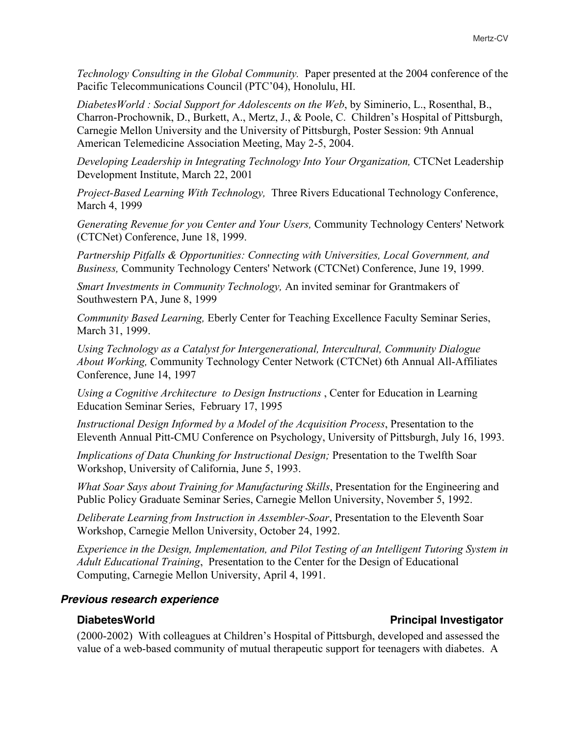*Technology Consulting in the Global Community.* Paper presented at the 2004 conference of the Pacific Telecommunications Council (PTC'04), Honolulu, HI.

*DiabetesWorld : Social Support for Adolescents on the Web*, by Siminerio, L., Rosenthal, B., Charron-Prochownik, D., Burkett, A., Mertz, J., & Poole, C. Children's Hospital of Pittsburgh, Carnegie Mellon University and the University of Pittsburgh, Poster Session: 9th Annual American Telemedicine Association Meeting, May 2-5, 2004.

*Developing Leadership in Integrating Technology Into Your Organization,* CTCNet Leadership Development Institute, March 22, 2001

*Project-Based Learning With Technology,* Three Rivers Educational Technology Conference, March 4, 1999

*Generating Revenue for you Center and Your Users,* Community Technology Centers' Network (CTCNet) Conference, June 18, 1999.

*Partnership Pitfalls & Opportunities: Connecting with Universities, Local Government, and Business,* Community Technology Centers' Network (CTCNet) Conference, June 19, 1999.

*Smart Investments in Community Technology,* An invited seminar for Grantmakers of Southwestern PA, June 8, 1999

*Community Based Learning,* Eberly Center for Teaching Excellence Faculty Seminar Series, March 31, 1999.

*Using Technology as a Catalyst for Intergenerational, Intercultural, Community Dialogue About Working,* Community Technology Center Network (CTCNet) 6th Annual All-Affiliates Conference, June 14, 1997

*Using a Cognitive Architecture to Design Instructions* , Center for Education in Learning Education Seminar Series, February 17, 1995

*Instructional Design Informed by a Model of the Acquisition Process*, Presentation to the Eleventh Annual Pitt-CMU Conference on Psychology, University of Pittsburgh, July 16, 1993.

*Implications of Data Chunking for Instructional Design;* Presentation to the Twelfth Soar Workshop, University of California, June 5, 1993.

*What Soar Says about Training for Manufacturing Skills*, Presentation for the Engineering and Public Policy Graduate Seminar Series, Carnegie Mellon University, November 5, 1992.

*Deliberate Learning from Instruction in Assembler-Soar*, Presentation to the Eleventh Soar Workshop, Carnegie Mellon University, October 24, 1992.

*Experience in the Design, Implementation, and Pilot Testing of an Intelligent Tutoring System in Adult Educational Training*, Presentation to the Center for the Design of Educational Computing, Carnegie Mellon University, April 4, 1991.

## *Previous research experience*

**DiabetesWorld** **Principal Investigator**

(2000-2002) With colleagues at Children's Hospital of Pittsburgh, developed and assessed the value of a web-based community of mutual therapeutic support for teenagers with diabetes. A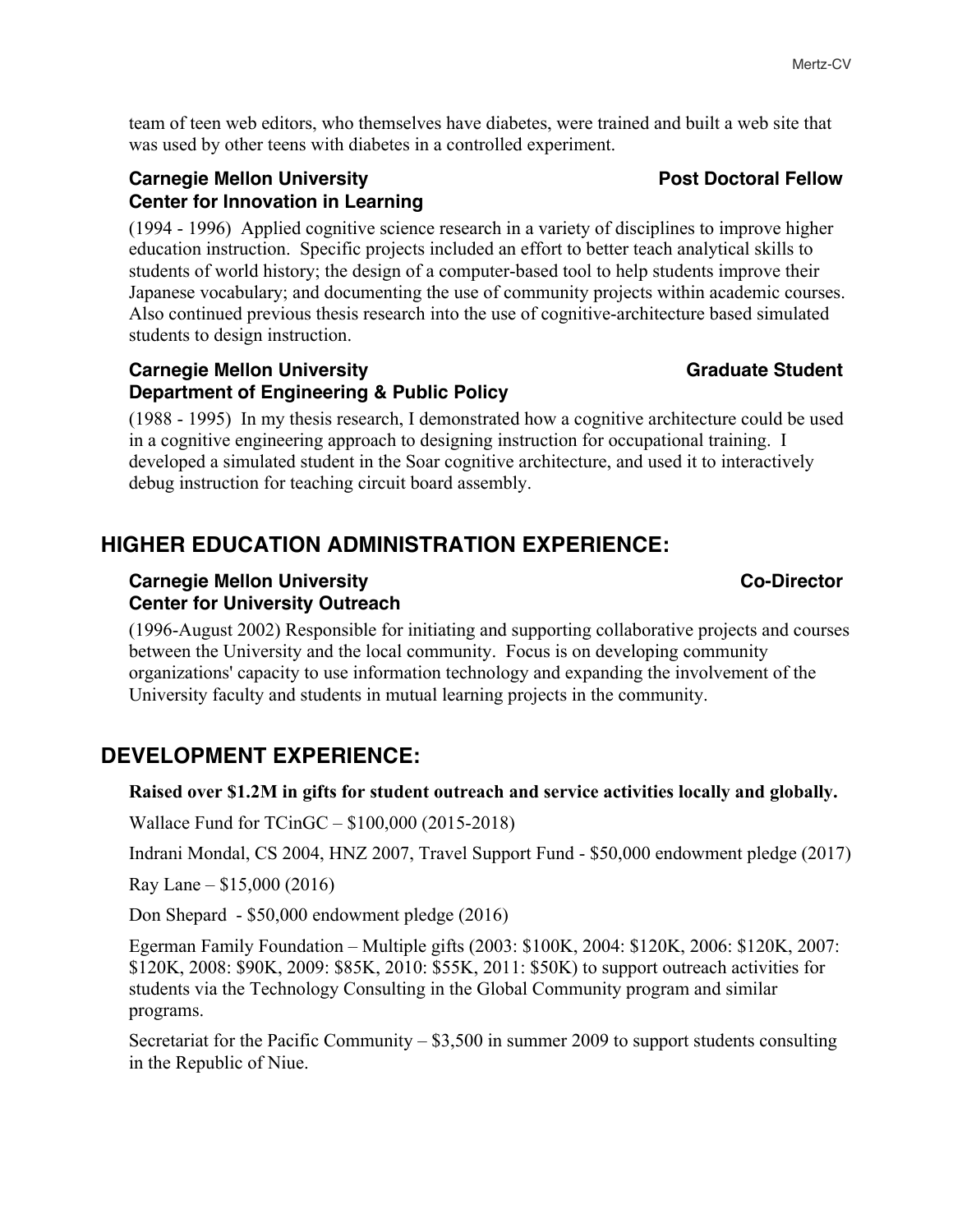team of teen web editors, who themselves have diabetes, were trained and built a web site that was used by other teens with diabetes in a controlled experiment.

**Carnegie Mellon University** **Post Doctoral Fellow**
**Center for Innovation in Learning**

(1994 - 1996) Applied cognitive science research in a variety of disciplines to improve higher education instruction. Specific projects included an effort to better teach analytical skills to students of world history; the design of a computer-based tool to help students improve their Japanese vocabulary; and documenting the use of community projects within academic courses. Also continued previous thesis research into the use of cognitive-architecture based simulated students to design instruction.

**Carnegie Mellon University** **Graduate Student**
**Department of Engineering & Public Policy**

(1988 - 1995) In my thesis research, I demonstrated how a cognitive architecture could be used in a cognitive engineering approach to designing instruction for occupational training. I developed a simulated student in the Soar cognitive architecture, and used it to interactively debug instruction for teaching circuit board assembly.

## HIGHER EDUCATION ADMINISTRATION EXPERIENCE:

**Carnegie Mellon University** **Co-Director**
**Center for University Outreach**

(1996-August 2002) Responsible for initiating and supporting collaborative projects and courses between the University and the local community. Focus is on developing community organizations' capacity to use information technology and expanding the involvement of the University faculty and students in mutual learning projects in the community.

## DEVELOPMENT EXPERIENCE:

**Raised over $1.2M in gifts for student outreach and service activities locally and globally.**

Wallace Fund for TCinGC – $100,000 (2015-2018)

Indrani Mondal, CS 2004, HNZ 2007, Travel Support Fund - $50,000 endowment pledge (2017)

Ray Lane – $15,000 (2016)

Don Shepard - $50,000 endowment pledge (2016)

Egerman Family Foundation – Multiple gifts (2003: $100K, 2004: $120K, 2006: $120K, 2007: $120K, 2008: $90K, 2009: $85K, 2010: $55K, 2011: $50K) to support outreach activities for students via the Technology Consulting in the Global Community program and similar programs.

Secretariat for the Pacific Community – $3,500 in summer 2009 to support students consulting in the Republic of Niue.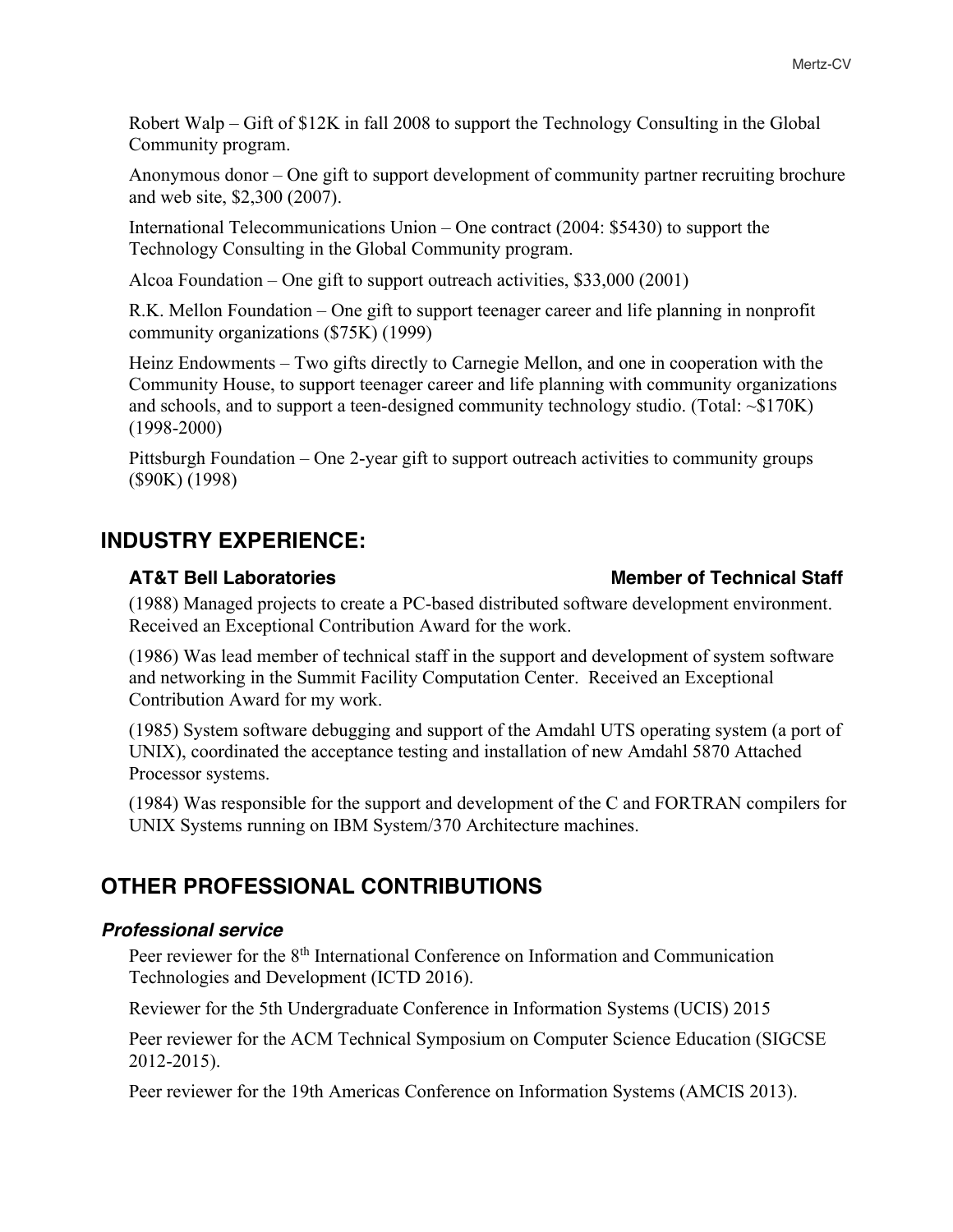Robert Walp – Gift of $12K in fall 2008 to support the Technology Consulting in the Global Community program.

Anonymous donor – One gift to support development of community partner recruiting brochure and web site, $2,300 (2007).

International Telecommunications Union – One contract (2004: $5430) to support the Technology Consulting in the Global Community program.

Alcoa Foundation – One gift to support outreach activities, $33,000 (2001)

R.K. Mellon Foundation – One gift to support teenager career and life planning in nonprofit community organizations ($75K) (1999)

Heinz Endowments – Two gifts directly to Carnegie Mellon, and one in cooperation with the Community House, to support teenager career and life planning with community organizations and schools, and to support a teen-designed community technology studio. (Total: ~$170K) (1998-2000)

Pittsburgh Foundation – One 2-year gift to support outreach activities to community groups ($90K) (1998)

## INDUSTRY EXPERIENCE:

### AT&T Bell Laboratories — Member of Technical Staff

(1988) Managed projects to create a PC-based distributed software development environment. Received an Exceptional Contribution Award for the work.

(1986) Was lead member of technical staff in the support and development of system software and networking in the Summit Facility Computation Center. Received an Exceptional Contribution Award for my work.

(1985) System software debugging and support of the Amdahl UTS operating system (a port of UNIX), coordinated the acceptance testing and installation of new Amdahl 5870 Attached Processor systems.

(1984) Was responsible for the support and development of the C and FORTRAN compilers for UNIX Systems running on IBM System/370 Architecture machines.

## OTHER PROFESSIONAL CONTRIBUTIONS

### *Professional service*

Peer reviewer for the 8th International Conference on Information and Communication Technologies and Development (ICTD 2016).

Reviewer for the 5th Undergraduate Conference in Information Systems (UCIS) 2015

Peer reviewer for the ACM Technical Symposium on Computer Science Education (SIGCSE 2012-2015).

Peer reviewer for the 19th Americas Conference on Information Systems (AMCIS 2013).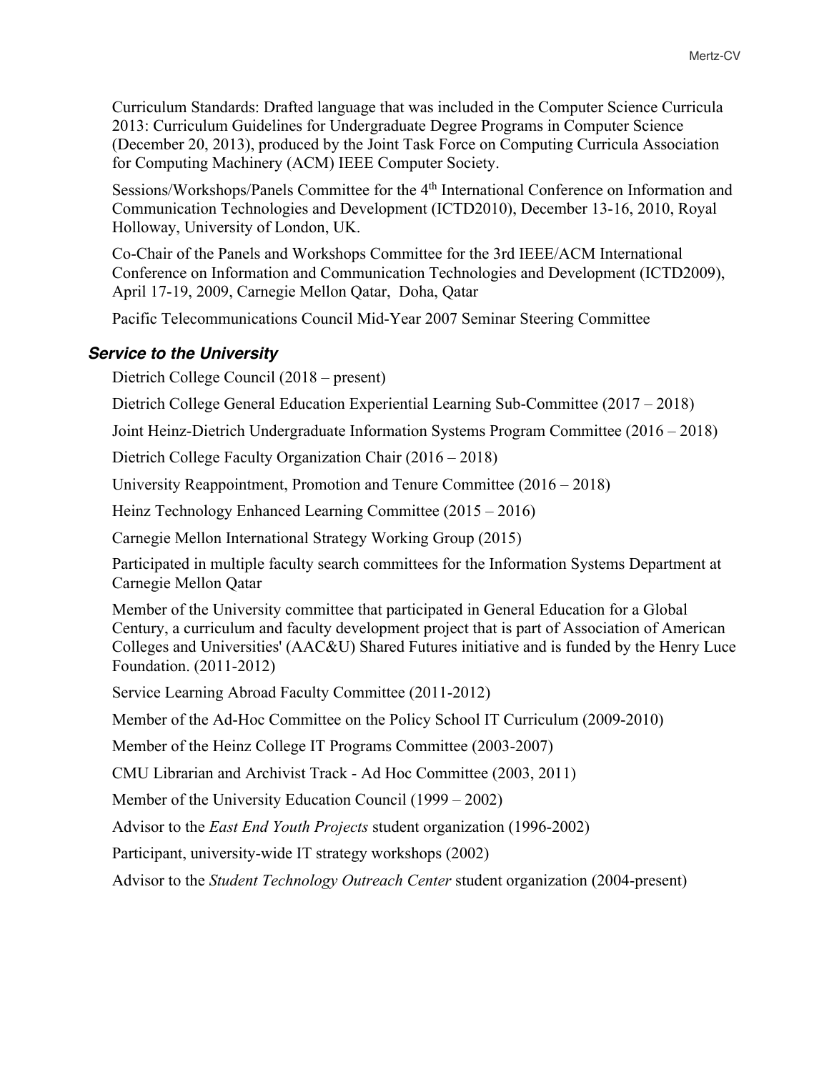Curriculum Standards: Drafted language that was included in the Computer Science Curricula 2013: Curriculum Guidelines for Undergraduate Degree Programs in Computer Science (December 20, 2013), produced by the Joint Task Force on Computing Curricula Association for Computing Machinery (ACM) IEEE Computer Society.

Sessions/Workshops/Panels Committee for the 4th International Conference on Information and Communication Technologies and Development (ICTD2010), December 13-16, 2010, Royal Holloway, University of London, UK.

Co-Chair of the Panels and Workshops Committee for the 3rd IEEE/ACM International Conference on Information and Communication Technologies and Development (ICTD2009), April 17-19, 2009, Carnegie Mellon Qatar, Doha, Qatar

Pacific Telecommunications Council Mid-Year 2007 Seminar Steering Committee

### *Service to the University*

Dietrich College Council (2018 – present)

Dietrich College General Education Experiential Learning Sub-Committee (2017 – 2018)

Joint Heinz-Dietrich Undergraduate Information Systems Program Committee (2016 – 2018)

Dietrich College Faculty Organization Chair (2016 – 2018)

University Reappointment, Promotion and Tenure Committee (2016 – 2018)

Heinz Technology Enhanced Learning Committee (2015 – 2016)

Carnegie Mellon International Strategy Working Group (2015)

Participated in multiple faculty search committees for the Information Systems Department at Carnegie Mellon Qatar

Member of the University committee that participated in General Education for a Global Century, a curriculum and faculty development project that is part of Association of American Colleges and Universities' (AAC&U) Shared Futures initiative and is funded by the Henry Luce Foundation. (2011-2012)

Service Learning Abroad Faculty Committee (2011-2012)

Member of the Ad-Hoc Committee on the Policy School IT Curriculum (2009-2010)

Member of the Heinz College IT Programs Committee (2003-2007)

CMU Librarian and Archivist Track - Ad Hoc Committee (2003, 2011)

Member of the University Education Council (1999 – 2002)

Advisor to the *East End Youth Projects* student organization (1996-2002)

Participant, university-wide IT strategy workshops (2002)

Advisor to the *Student Technology Outreach Center* student organization (2004-present)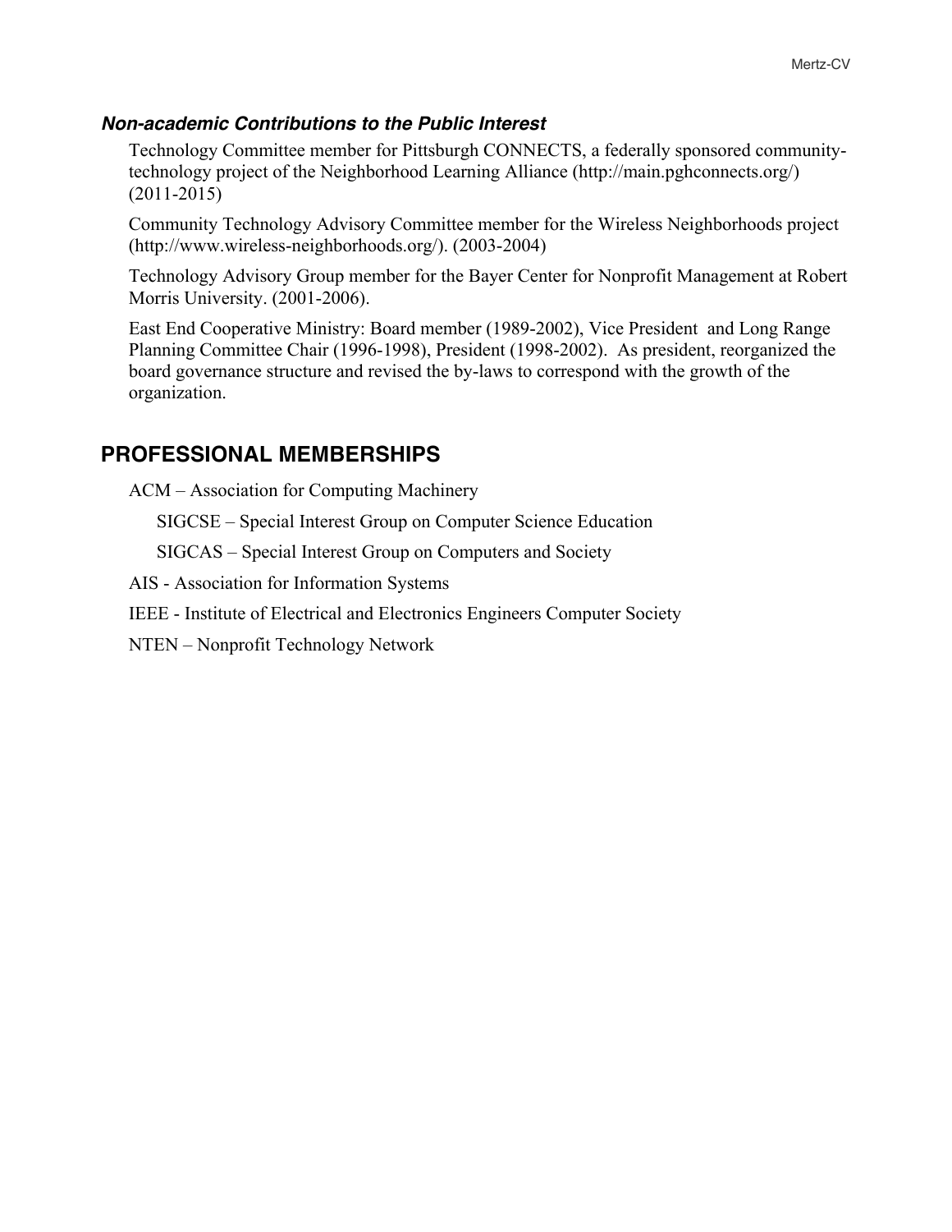### *Non-academic Contributions to the Public Interest*

Technology Committee member for Pittsburgh CONNECTS, a federally sponsored community-technology project of the Neighborhood Learning Alliance (http://main.pghconnects.org/) (2011-2015)

Community Technology Advisory Committee member for the Wireless Neighborhoods project (http://www.wireless-neighborhoods.org/). (2003-2004)

Technology Advisory Group member for the Bayer Center for Nonprofit Management at Robert Morris University. (2001-2006).

East End Cooperative Ministry: Board member (1989-2002), Vice President and Long Range Planning Committee Chair (1996-1998), President (1998-2002). As president, reorganized the board governance structure and revised the by-laws to correspond with the growth of the organization.

## PROFESSIONAL MEMBERSHIPS

ACM – Association for Computing Machinery

- SIGCSE – Special Interest Group on Computer Science Education
- SIGCAS – Special Interest Group on Computers and Society

AIS - Association for Information Systems

IEEE - Institute of Electrical and Electronics Engineers Computer Society

NTEN – Nonprofit Technology Network